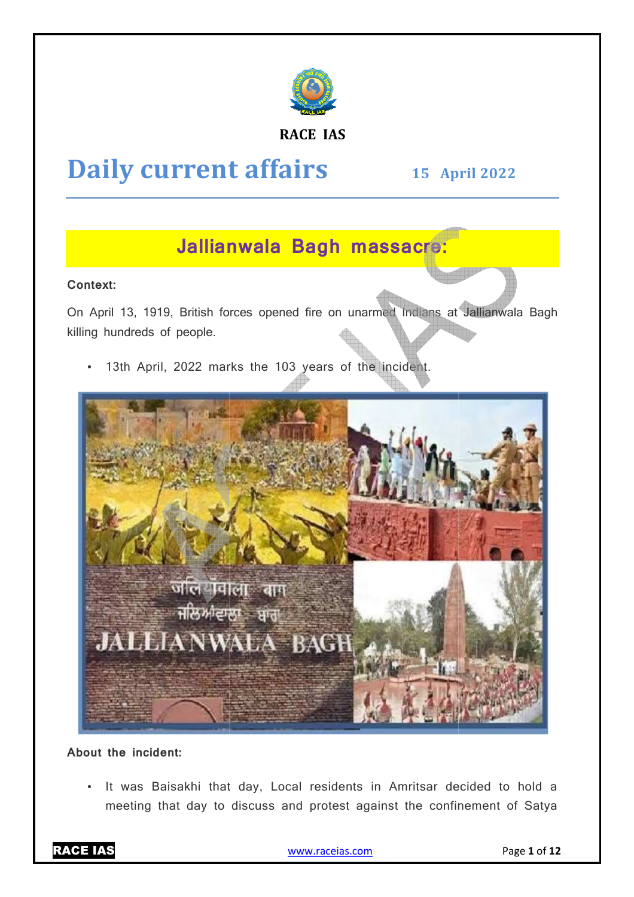RACE IAS

# Daily current affairs

**15 April 2022**

## Jallianwala Bagh massacre:

**Context:**

On April 13, 1919, British forces opened fire on unarmed Indians at Jallianwala Bagh killing hundreds of people.

- 13th April, 2022 marks the 103 years of the incident.

**About the incident:**

- It was Baisakhi that day, Local residents in Amritsar decided to hold a meeting that day to discuss and protest against the confinement of Satya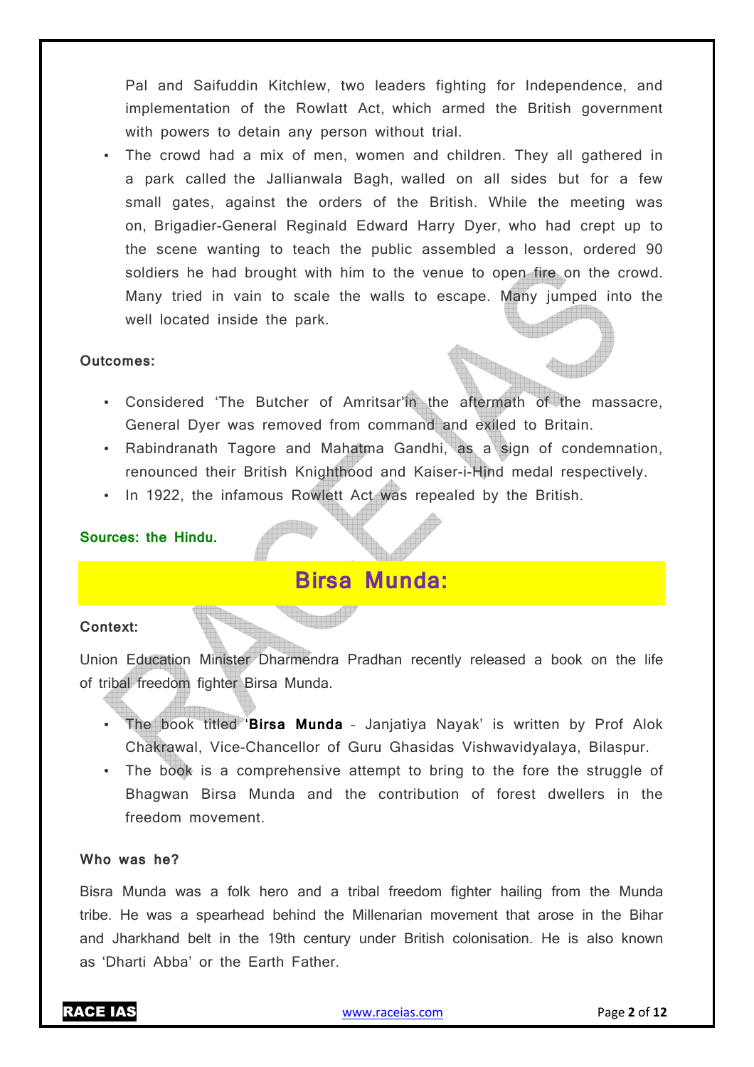Pal and Saifuddin Kitchlew, two leaders fighting for Independence, and implementation of the Rowlatt Act, which armed the British government with powers to detain any person without trial.

- The crowd had a mix of men, women and children. They all gathered in a park called the Jallianwala Bagh, walled on all sides but for a few small gates, against the orders of the British. While the meeting was on, Brigadier-General Reginald Edward Harry Dyer, who had crept up to the scene wanting to teach the public assembled a lesson, ordered 90 soldiers he had brought with him to the venue to open fire on the crowd. Many tried in vain to scale the walls to escape. Many jumped into the well located inside the park.

**Outcomes:**

- Considered 'The Butcher of Amritsar' in the aftermath of the massacre, General Dyer was removed from command and exiled to Britain.
- Rabindranath Tagore and Mahatma Gandhi, as a sign of condemnation, renounced their British Knighthood and Kaiser-i-Hind medal respectively.
- In 1922, the infamous Rowlett Act was repealed by the British.

**Sources: the Hindu.**

## Birsa Munda:

**Context:**

Union Education Minister Dharmendra Pradhan recently released a book on the life of tribal freedom fighter Birsa Munda.

- The book titled '**Birsa Munda** – Janjatiya Nayak' is written by Prof Alok Chakrawal, Vice-Chancellor of Guru Ghasidas Vishwavidyalaya, Bilaspur.
- The book is a comprehensive attempt to bring to the fore the struggle of Bhagwan Birsa Munda and the contribution of forest dwellers in the freedom movement.

**Who was he?**

Bisra Munda was a folk hero and a tribal freedom fighter hailing from the Munda tribe. He was a spearhead behind the Millenarian movement that arose in the Bihar and Jharkhand belt in the 19th century under British colonisation. He is also known as 'Dharti Abba' or the Earth Father.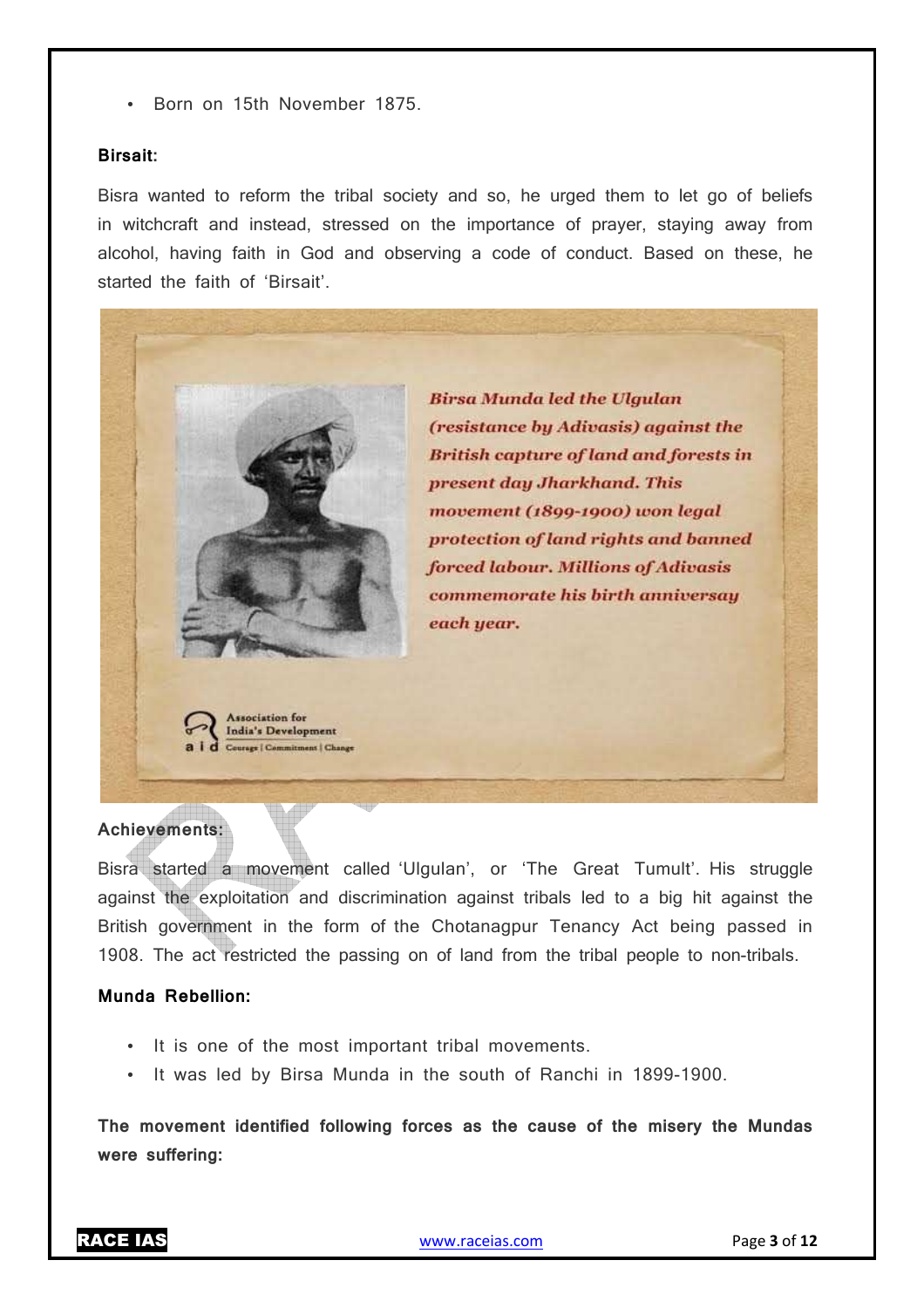- Born on 15th November 1875.

**Birsait:**

Bisra wanted to reform the tribal society and so, he urged them to let go of beliefs in witchcraft and instead, stressed on the importance of prayer, staying away from alcohol, having faith in God and observing a code of conduct. Based on these, he started the faith of 'Birsait'.

*Birsa Munda led the Ulgulan (resistance by Adivasis) against the British capture of land and forests in present day Jharkhand. This movement (1899-1900) won legal protection of land rights and banned forced labour. Millions of Adivasis commemorate his birth anniversay each year.*

Association for India's Development
aid Courage | Commitment | Change

**Achievements:**

Bisra started a movement called 'Ulgulan', or 'The Great Tumult'. His struggle against the exploitation and discrimination against tribals led to a big hit against the British government in the form of the Chotanagpur Tenancy Act being passed in 1908. The act restricted the passing on of land from the tribal people to non-tribals.

**Munda Rebellion:**

- It is one of the most important tribal movements.
- It was led by Birsa Munda in the south of Ranchi in 1899-1900.

**The movement identified following forces as the cause of the misery the Mundas were suffering:**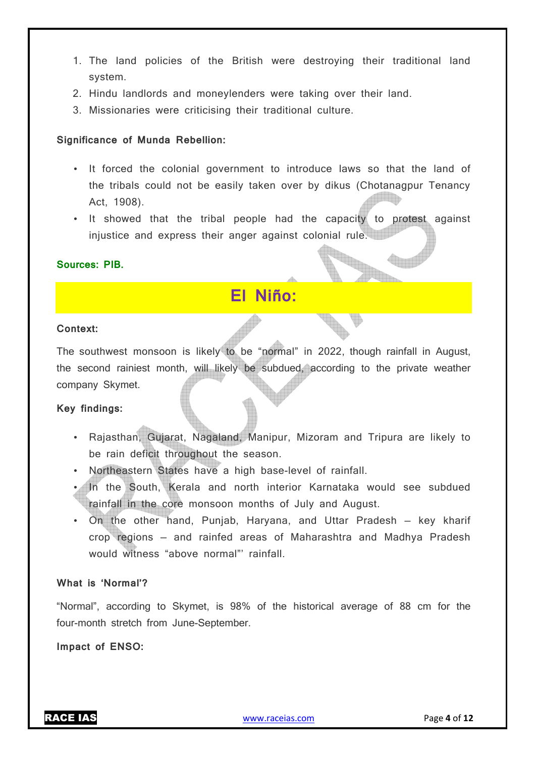1. The land policies of the British were destroying their traditional land system.
2. Hindu landlords and moneylenders were taking over their land.
3. Missionaries were criticising their traditional culture.

**Significance of Munda Rebellion:**

- It forced the colonial government to introduce laws so that the land of the tribals could not be easily taken over by dikus (Chotanagpur Tenancy Act, 1908).
- It showed that the tribal people had the capacity to protest against injustice and express their anger against colonial rule.

**Sources: PIB.**

# El Niño:

**Context:**

The southwest monsoon is likely to be "normal" in 2022, though rainfall in August, the second rainiest month, will likely be subdued, according to the private weather company Skymet.

**Key findings:**

- Rajasthan, Gujarat, Nagaland, Manipur, Mizoram and Tripura are likely to be rain deficit throughout the season.
- Northeastern States have a high base-level of rainfall.
- In the South, Kerala and north interior Karnataka would see subdued rainfall in the core monsoon months of July and August.
- On the other hand, Punjab, Haryana, and Uttar Pradesh – key kharif crop regions – and rainfed areas of Maharashtra and Madhya Pradesh would witness "above normal"' rainfall.

**What is 'Normal'?**

"Normal", according to Skymet, is 98% of the historical average of 88 cm for the four-month stretch from June-September.

**Impact of ENSO:**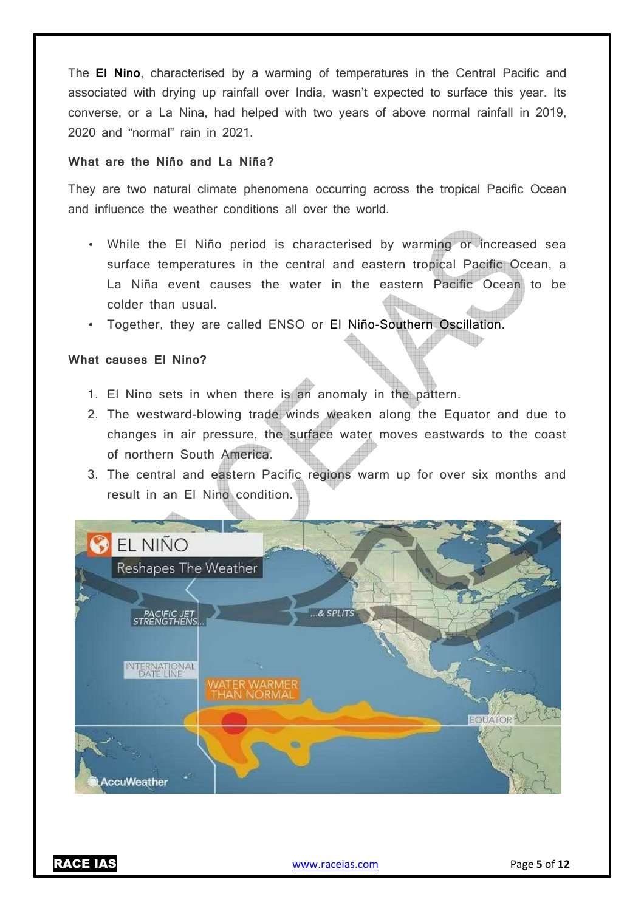The **El Nino**, characterised by a warming of temperatures in the Central Pacific and associated with drying up rainfall over India, wasn't expected to surface this year. Its converse, or a La Nina, had helped with two years of above normal rainfall in 2019, 2020 and "normal" rain in 2021.

### What are the Niño and La Niña?

They are two natural climate phenomena occurring across the tropical Pacific Ocean and influence the weather conditions all over the world.

- While the El Niño period is characterised by warming or increased sea surface temperatures in the central and eastern tropical Pacific Ocean, a La Niña event causes the water in the eastern Pacific Ocean to be colder than usual.
- Together, they are called ENSO or El Niño-Southern Oscillation.

### What causes El Nino?

1. El Nino sets in when there is an anomaly in the pattern.
2. The westward-blowing trade winds weaken along the Equator and due to changes in air pressure, the surface water moves eastwards to the coast of northern South America.
3. The central and eastern Pacific regions warm up for over six months and result in an El Nino condition.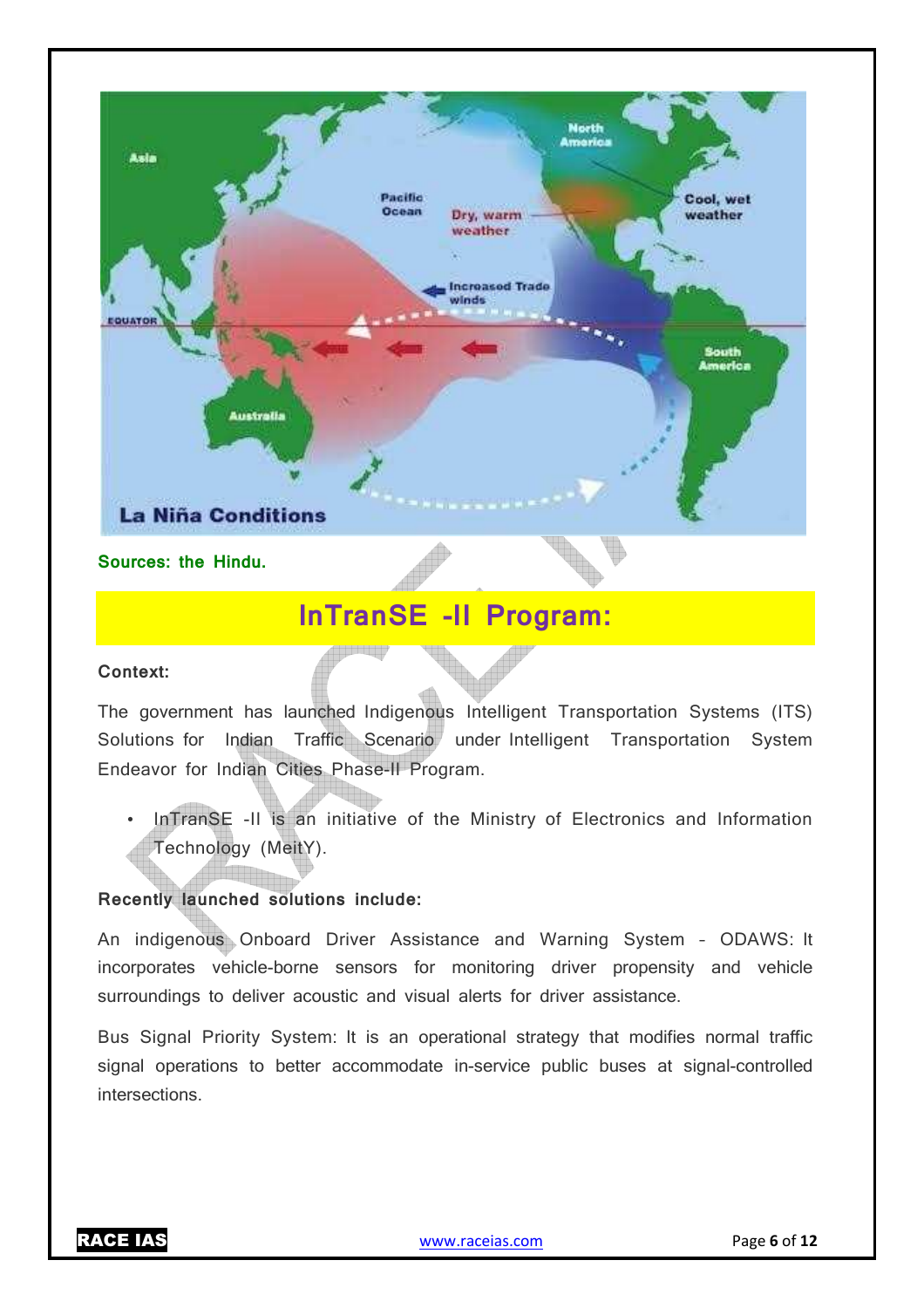Sources: the Hindu.

## InTranSE -II Program:

**Context:**

The government has launched Indigenous Intelligent Transportation Systems (ITS) Solutions for Indian Traffic Scenario under Intelligent Transportation System Endeavor for Indian Cities Phase-II Program.

- InTranSE -II is an initiative of the Ministry of Electronics and Information Technology (MeitY).

**Recently launched solutions include:**

An indigenous Onboard Driver Assistance and Warning System – ODAWS: It incorporates vehicle-borne sensors for monitoring driver propensity and vehicle surroundings to deliver acoustic and visual alerts for driver assistance.

Bus Signal Priority System: It is an operational strategy that modifies normal traffic signal operations to better accommodate in-service public buses at signal-controlled intersections.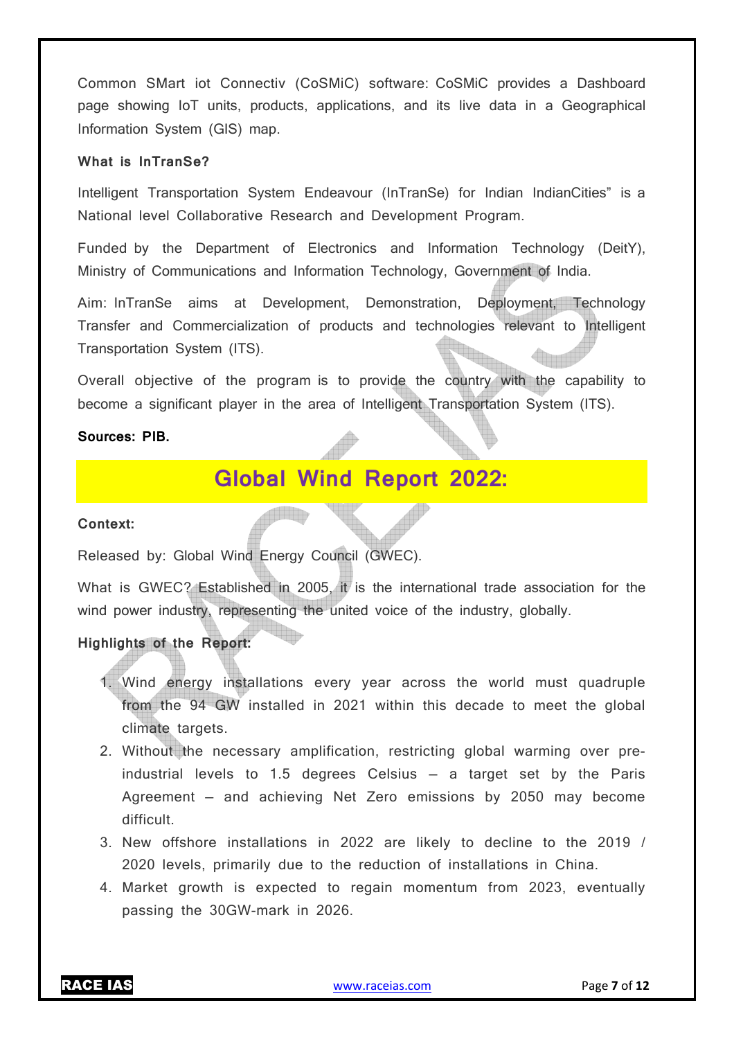Common SMart iot Connectiv (CoSMiC) software: CoSMiC provides a Dashboard page showing IoT units, products, applications, and its live data in a Geographical Information System (GIS) map.

**What is InTranSe?**

Intelligent Transportation System Endeavour (InTranSe) for Indian IndianCities" is a National level Collaborative Research and Development Program.

Funded by the Department of Electronics and Information Technology (DeitY), Ministry of Communications and Information Technology, Government of India.

Aim: InTranSe aims at Development, Demonstration, Deployment, Technology Transfer and Commercialization of products and technologies relevant to Intelligent Transportation System (ITS).

Overall objective of the program is to provide the country with the capability to become a significant player in the area of Intelligent Transportation System (ITS).

**Sources: PIB.**

## Global Wind Report 2022:

**Context:**

Released by: Global Wind Energy Council (GWEC).

What is GWEC? Established in 2005, it is the international trade association for the wind power industry, representing the united voice of the industry, globally.

**Highlights of the Report:**

1. Wind energy installations every year across the world must quadruple from the 94 GW installed in 2021 within this decade to meet the global climate targets.
2. Without the necessary amplification, restricting global warming over pre-industrial levels to 1.5 degrees Celsius – a target set by the Paris Agreement – and achieving Net Zero emissions by 2050 may become difficult.
3. New offshore installations in 2022 are likely to decline to the 2019 / 2020 levels, primarily due to the reduction of installations in China.
4. Market growth is expected to regain momentum from 2023, eventually passing the 30GW-mark in 2026.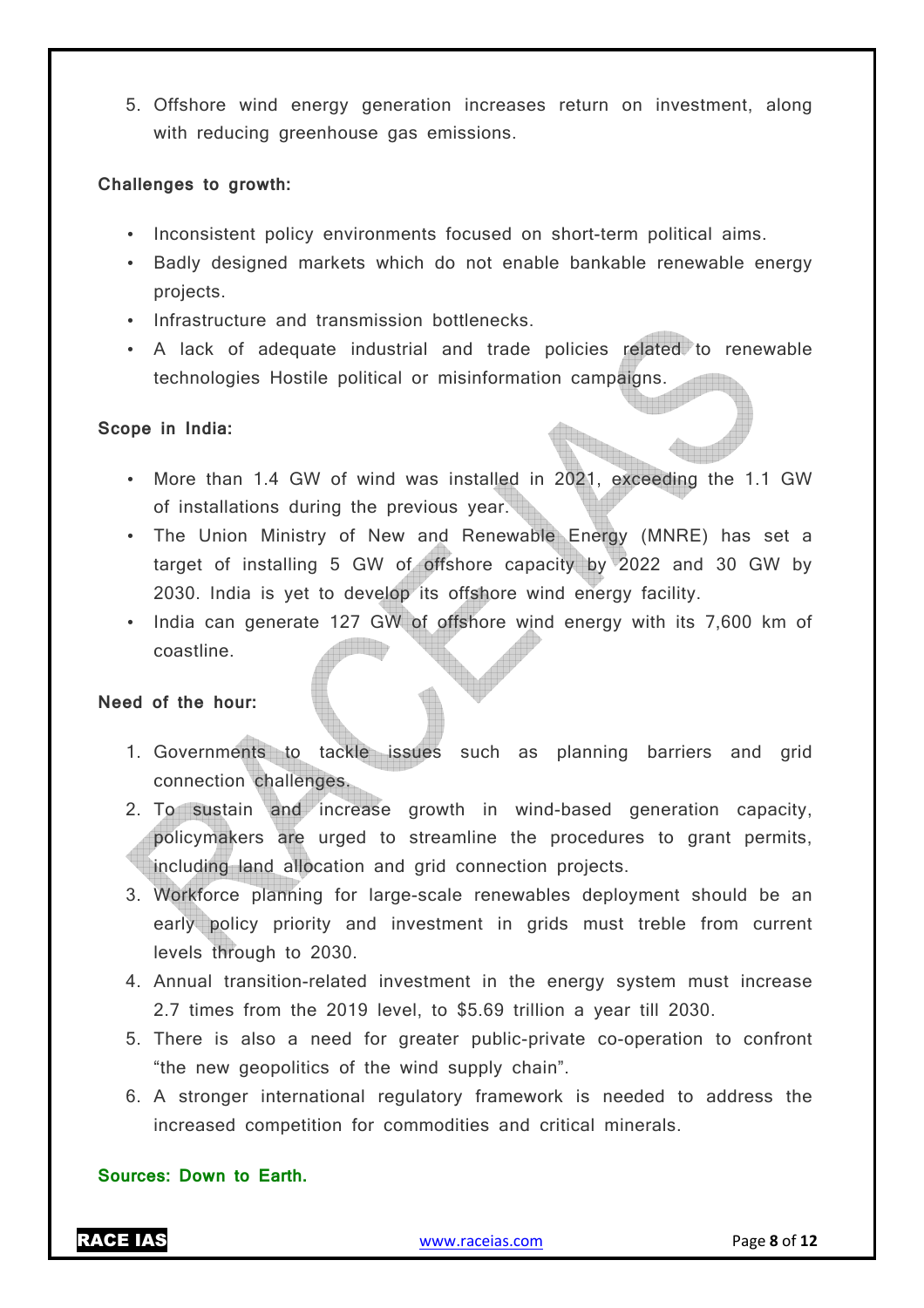5. Offshore wind energy generation increases return on investment, along with reducing greenhouse gas emissions.

**Challenges to growth:**

- Inconsistent policy environments focused on short-term political aims.
- Badly designed markets which do not enable bankable renewable energy projects.
- Infrastructure and transmission bottlenecks.
- A lack of adequate industrial and trade policies related to renewable technologies Hostile political or misinformation campaigns.

**Scope in India:**

- More than 1.4 GW of wind was installed in 2021, exceeding the 1.1 GW of installations during the previous year.
- The Union Ministry of New and Renewable Energy (MNRE) has set a target of installing 5 GW of offshore capacity by 2022 and 30 GW by 2030. India is yet to develop its offshore wind energy facility.
- India can generate 127 GW of offshore wind energy with its 7,600 km of coastline.

**Need of the hour:**

1. Governments to tackle issues such as planning barriers and grid connection challenges.
2. To sustain and increase growth in wind-based generation capacity, policymakers are urged to streamline the procedures to grant permits, including land allocation and grid connection projects.
3. Workforce planning for large-scale renewables deployment should be an early policy priority and investment in grids must treble from current levels through to 2030.
4. Annual transition-related investment in the energy system must increase 2.7 times from the 2019 level, to $5.69 trillion a year till 2030.
5. There is also a need for greater public-private co-operation to confront "the new geopolitics of the wind supply chain".
6. A stronger international regulatory framework is needed to address the increased competition for commodities and critical minerals.

**Sources: Down to Earth.**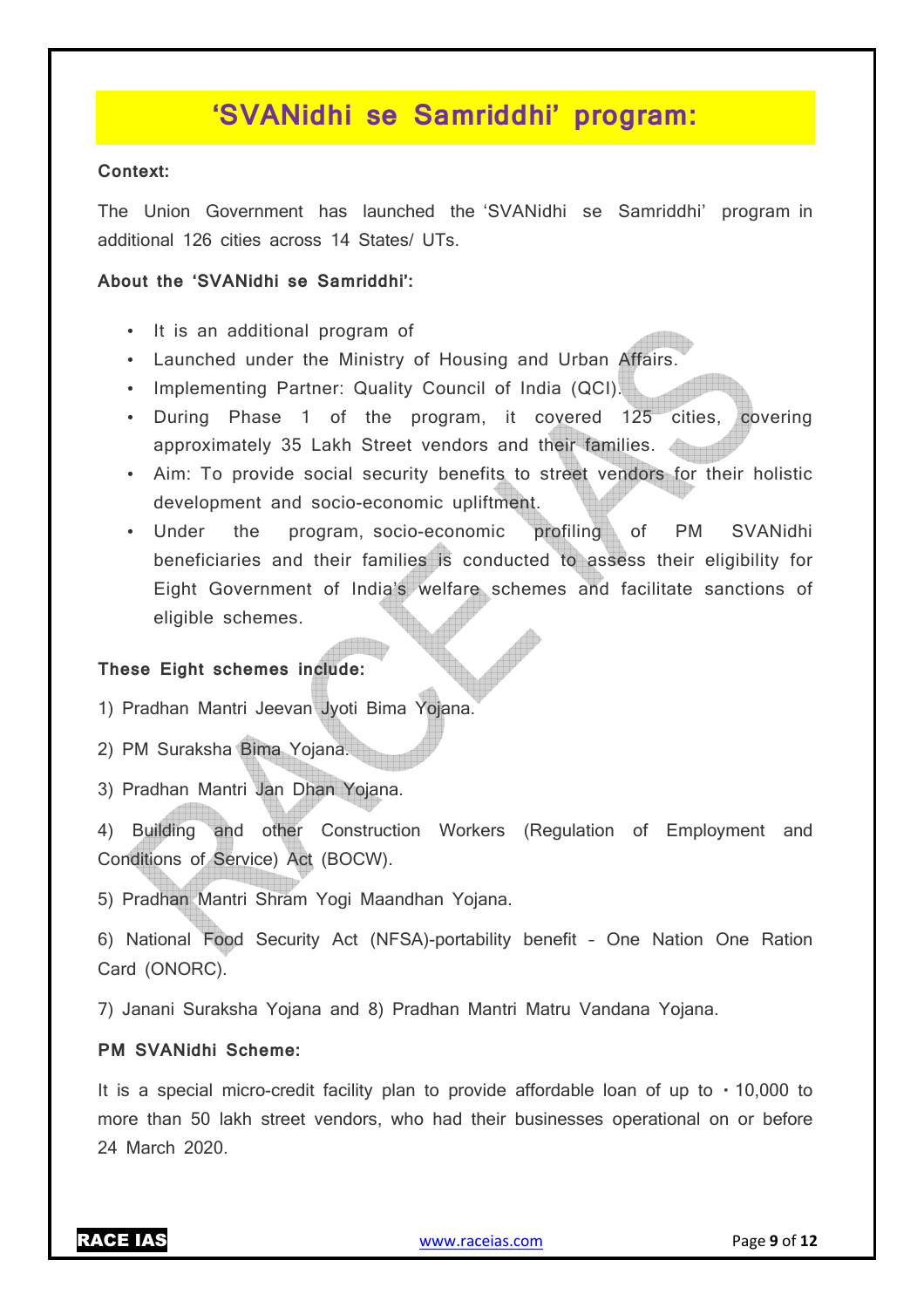# 'SVANidhi se Samriddhi' program:

**Context:**

The Union Government has launched the 'SVANidhi se Samriddhi' program in additional 126 cities across 14 States/ UTs.

**About the 'SVANidhi se Samriddhi':**

- It is an additional program of
- Launched under the Ministry of Housing and Urban Affairs.
- Implementing Partner: Quality Council of India (QCI).
- During Phase 1 of the program, it covered 125 cities, covering approximately 35 Lakh Street vendors and their families.
- Aim: To provide social security benefits to street vendors for their holistic development and socio-economic upliftment.
- Under the program, socio-economic profiling of PM SVANidhi beneficiaries and their families is conducted to assess their eligibility for Eight Government of India's welfare schemes and facilitate sanctions of eligible schemes.

**These Eight schemes include:**

1) Pradhan Mantri Jeevan Jyoti Bima Yojana.

2) PM Suraksha Bima Yojana.

3) Pradhan Mantri Jan Dhan Yojana.

4) Building and other Construction Workers (Regulation of Employment and Conditions of Service) Act (BOCW).

5) Pradhan Mantri Shram Yogi Maandhan Yojana.

6) National Food Security Act (NFSA)-portability benefit – One Nation One Ration Card (ONORC).

7) Janani Suraksha Yojana and 8) Pradhan Mantri Matru Vandana Yojana.

**PM SVANidhi Scheme:**

It is a special micro-credit facility plan to provide affordable loan of up to ₹ 10,000 to more than 50 lakh street vendors, who had their businesses operational on or before 24 March 2020.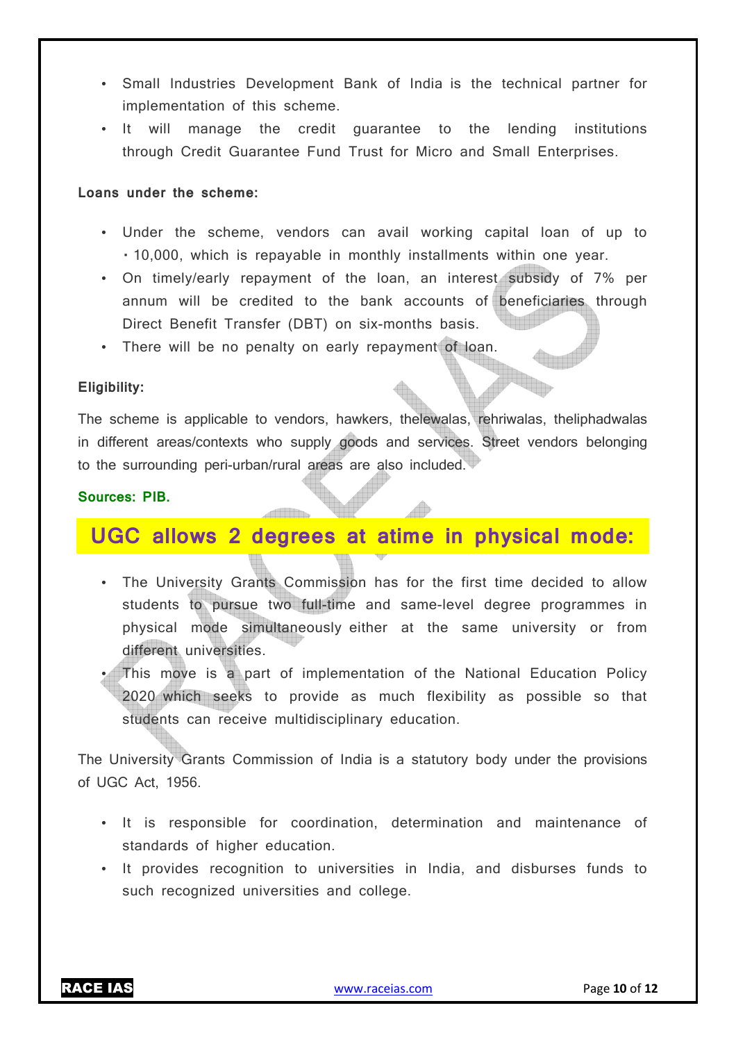- Small Industries Development Bank of India is the technical partner for implementation of this scheme.
- It will manage the credit guarantee to the lending institutions through Credit Guarantee Fund Trust for Micro and Small Enterprises.

**Loans under the scheme:**

- Under the scheme, vendors can avail working capital loan of up to • 10,000, which is repayable in monthly installments within one year.
- On timely/early repayment of the loan, an interest subsidy of 7% per annum will be credited to the bank accounts of beneficiaries through Direct Benefit Transfer (DBT) on six-months basis.
- There will be no penalty on early repayment of loan.

**Eligibility:**

The scheme is applicable to vendors, hawkers, thelewalas, rehriwalas, theliphadwalas in different areas/contexts who supply goods and services. Street vendors belonging to the surrounding peri-urban/rural areas are also included.

**Sources: PIB.**

## UGC allows 2 degrees at atime in physical mode:

- The University Grants Commission has for the first time decided to allow students to pursue two full-time and same-level degree programmes in physical mode simultaneously either at the same university or from different universities.
- This move is a part of implementation of the National Education Policy 2020 which seeks to provide as much flexibility as possible so that students can receive multidisciplinary education.

The University Grants Commission of India is a statutory body under the provisions of UGC Act, 1956.

- It is responsible for coordination, determination and maintenance of standards of higher education.
- It provides recognition to universities in India, and disburses funds to such recognized universities and college.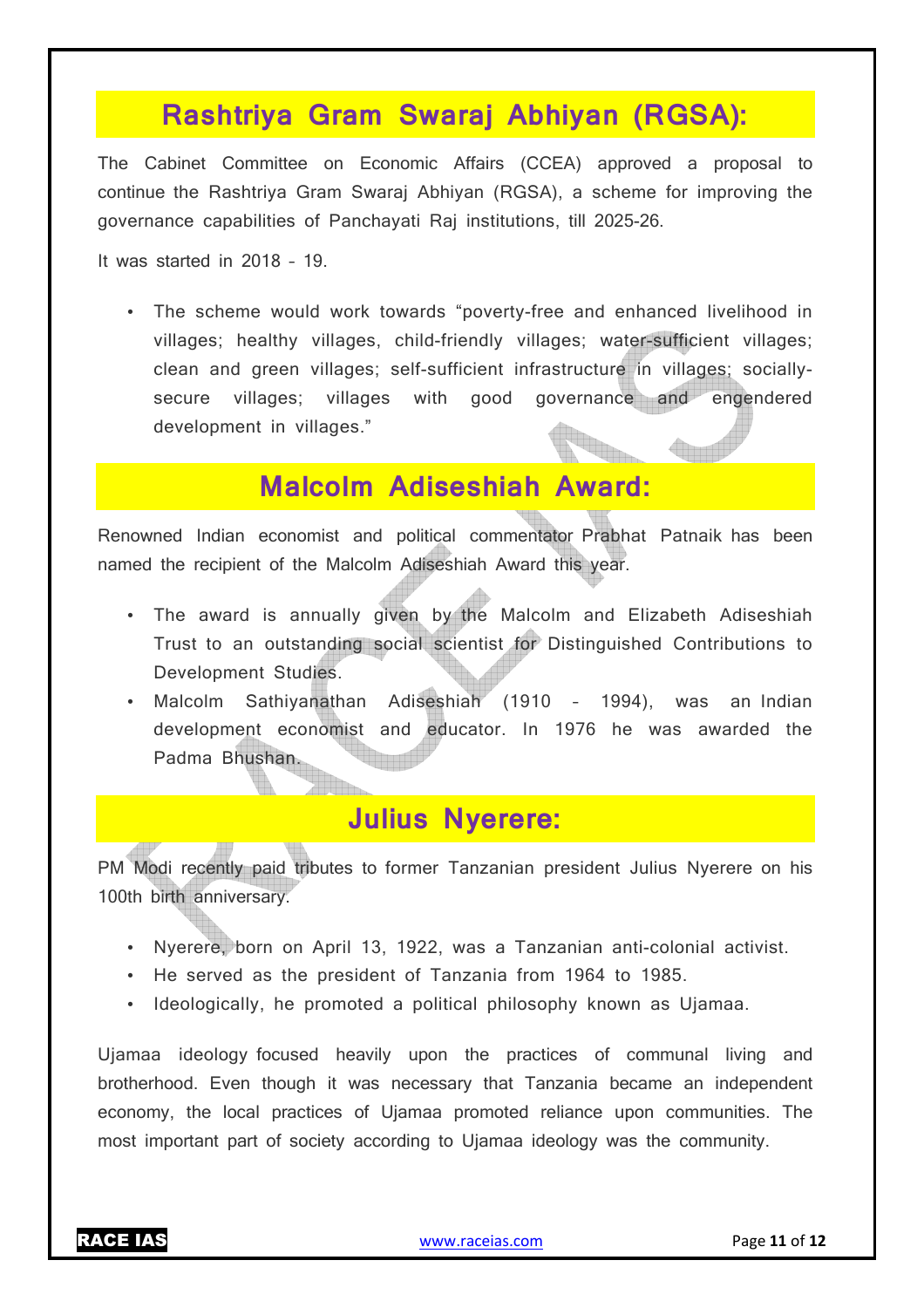## Rashtriya Gram Swaraj Abhiyan (RGSA):

The Cabinet Committee on Economic Affairs (CCEA) approved a proposal to continue the Rashtriya Gram Swaraj Abhiyan (RGSA), a scheme for improving the governance capabilities of Panchayati Raj institutions, till 2025-26.

It was started in 2018 – 19.

- The scheme would work towards "poverty-free and enhanced livelihood in villages; healthy villages, child-friendly villages; water-sufficient villages; clean and green villages; self-sufficient infrastructure in villages; socially-secure villages; villages with good governance and engendered development in villages."

## Malcolm Adiseshiah Award:

Renowned Indian economist and political commentator Prabhat Patnaik has been named the recipient of the Malcolm Adiseshiah Award this year.

- The award is annually given by the Malcolm and Elizabeth Adiseshiah Trust to an outstanding social scientist for Distinguished Contributions to Development Studies.
- Malcolm Sathiyanathan Adiseshiah (1910 – 1994), was an Indian development economist and educator. In 1976 he was awarded the Padma Bhushan.

## Julius Nyerere:

PM Modi recently paid tributes to former Tanzanian president Julius Nyerere on his 100th birth anniversary.

- Nyerere, born on April 13, 1922, was a Tanzanian anti-colonial activist.
- He served as the president of Tanzania from 1964 to 1985.
- Ideologically, he promoted a political philosophy known as Ujamaa.

Ujamaa ideology focused heavily upon the practices of communal living and brotherhood. Even though it was necessary that Tanzania became an independent economy, the local practices of Ujamaa promoted reliance upon communities. The most important part of society according to Ujamaa ideology was the community.